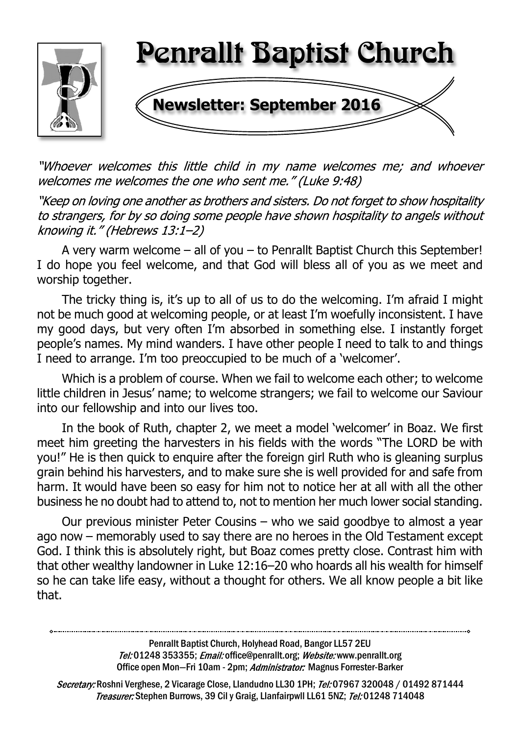# Penrallt Baptist Church

## Newsletter: September 2016

*"Whoever welcomes this little child in my name welcomes me; and whoever welcomes me welcomes the one who sent me." (Luke 9:48)*

*"Keep on loving one another as brothers and sisters. Do not forget to show hospitality to strangers, for by so doing some people have shown hospitality to angels without knowing it." (Hebrews 13:1–2)*

A very warm welcome – all of you – to Penrallt Baptist Church this September! I do hope you feel welcome, and that God will bless all of you as we meet and worship together.

The tricky thing is, it's up to all of us to do the welcoming. I'm afraid I might not be much good at welcoming people, or at least I'm woefully inconsistent. I have my good days, but very often I'm absorbed in something else. I instantly forget people's names. My mind wanders. I have other people I need to talk to and things I need to arrange. I'm too preoccupied to be much of a 'welcomer'.

Which is a problem of course. When we fail to welcome each other; to welcome little children in Jesus' name; to welcome strangers; we fail to welcome our Saviour into our fellowship and into our lives too.

In the book of Ruth, chapter 2, we meet a model 'welcomer' in Boaz. We first meet him greeting the harvesters in his fields with the words "The LORD be with you!" He is then quick to enquire after the foreign girl Ruth who is gleaning surplus grain behind his harvesters, and to make sure she is well provided for and safe from harm. It would have been so easy for him not to notice her at all with all the other business he no doubt had to attend to, not to mention her much lower social standing.

Our previous minister Peter Cousins – who we said goodbye to almost a year ago now – memorably used to say there are no heroes in the Old Testament except God. I think this is absolutely right, but Boaz comes pretty close. Contrast him with that other wealthy landowner in Luke 12:16–20 who hoards all his wealth for himself so he can take life easy, without a thought for others. We all know people a bit like that.

---

Penrallt Baptist Church, Holyhead Road, Bangor LL57 2EU
*Tel:* 01248 353355; *Email:* office@penrallt.org; *Website:* www.penrallt.org
Office open Mon—Fri 10am - 2pm; *Administrator:* Magnus Forrester-Barker

*Secretary:* Roshni Verghese, 2 Vicarage Close, Llandudno LL30 1PH; *Tel:* 07967 320048 / 01492 871444
*Treasurer:* Stephen Burrows, 39 Cil y Graig, Llanfairpwll LL61 5NZ; *Tel:* 01248 714048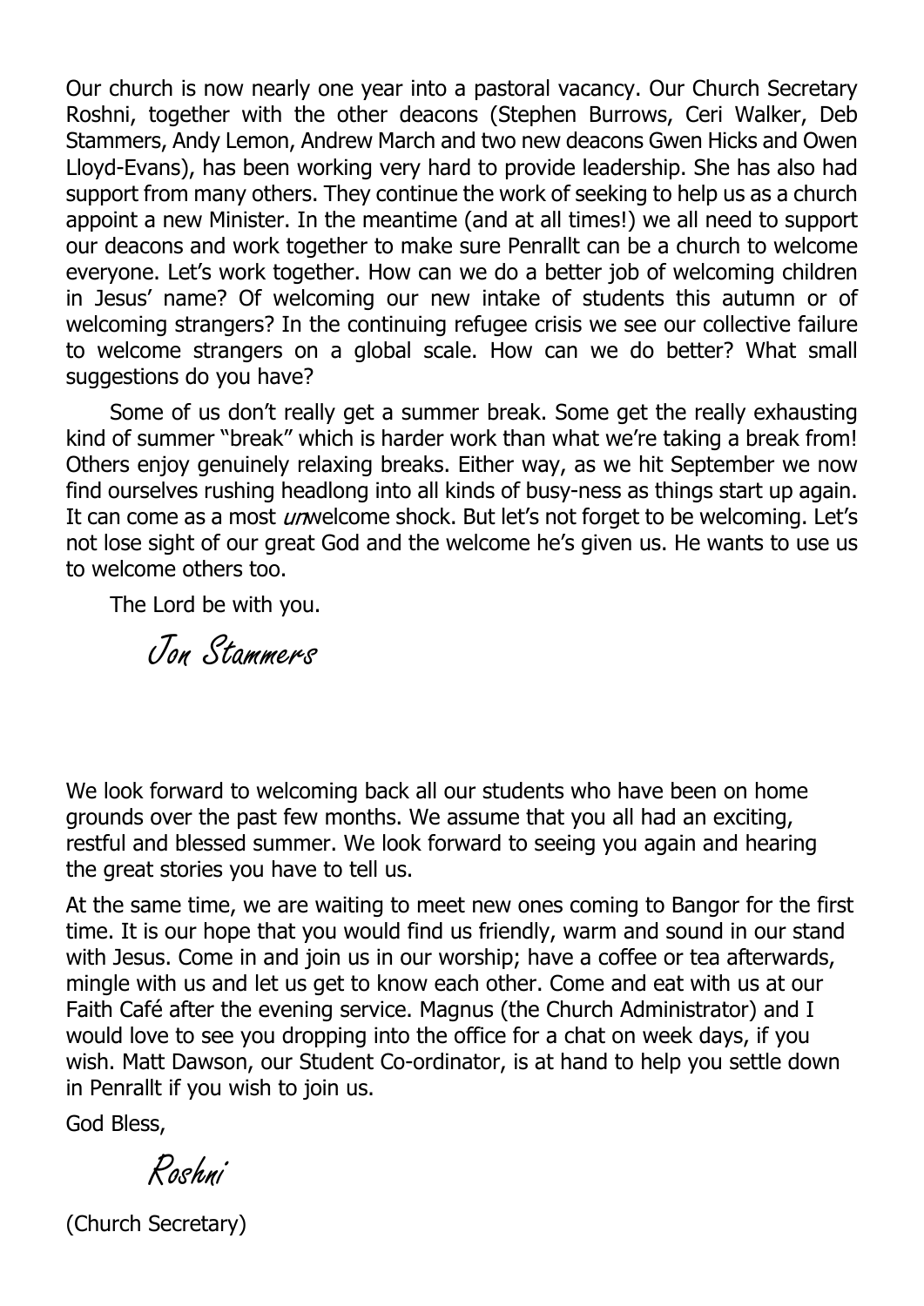Our church is now nearly one year into a pastoral vacancy. Our Church Secretary Roshni, together with the other deacons (Stephen Burrows, Ceri Walker, Deb Stammers, Andy Lemon, Andrew March and two new deacons Gwen Hicks and Owen Lloyd-Evans), has been working very hard to provide leadership. She has also had support from many others. They continue the work of seeking to help us as a church appoint a new Minister. In the meantime (and at all times!) we all need to support our deacons and work together to make sure Penrallt can be a church to welcome everyone. Let's work together. How can we do a better job of welcoming children in Jesus' name? Of welcoming our new intake of students this autumn or of welcoming strangers? In the continuing refugee crisis we see our collective failure to welcome strangers on a global scale. How can we do better? What small suggestions do you have?

Some of us don't really get a summer break. Some get the really exhausting kind of summer "break" which is harder work than what we're taking a break from! Others enjoy genuinely relaxing breaks. Either way, as we hit September we now find ourselves rushing headlong into all kinds of busy-ness as things start up again. It can come as a most *un*welcome shock. But let's not forget to be welcoming. Let's not lose sight of our great God and the welcome he's given us. He wants to use us to welcome others too.

The Lord be with you.

*Jon Stammers*

We look forward to welcoming back all our students who have been on home grounds over the past few months. We assume that you all had an exciting, restful and blessed summer. We look forward to seeing you again and hearing the great stories you have to tell us.

At the same time, we are waiting to meet new ones coming to Bangor for the first time. It is our hope that you would find us friendly, warm and sound in our stand with Jesus. Come in and join us in our worship; have a coffee or tea afterwards, mingle with us and let us get to know each other. Come and eat with us at our Faith Café after the evening service. Magnus (the Church Administrator) and I would love to see you dropping into the office for a chat on week days, if you wish. Matt Dawson, our Student Co-ordinator, is at hand to help you settle down in Penrallt if you wish to join us.

God Bless,

*Roshni*

(Church Secretary)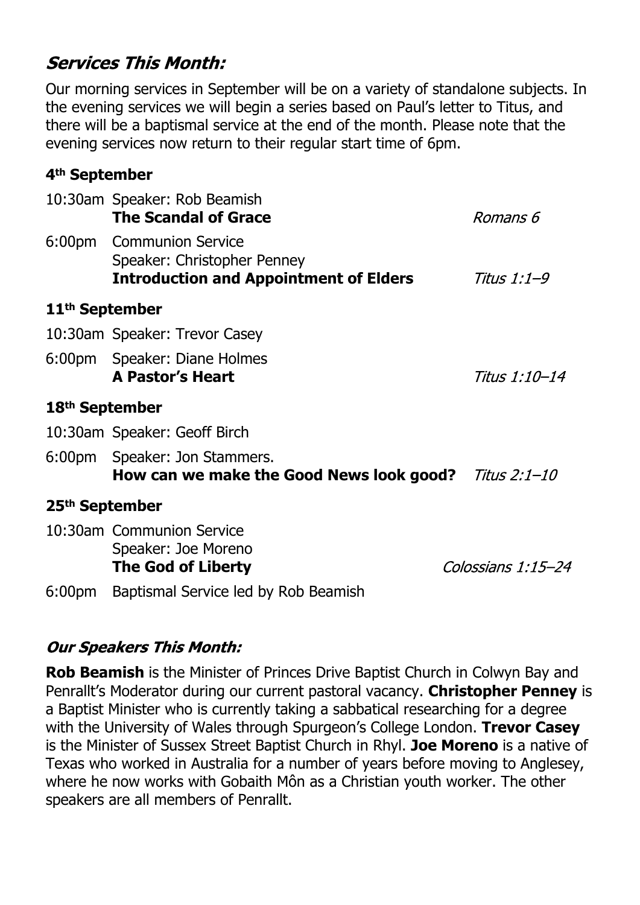## *Services This Month:*

Our morning services in September will be on a variety of standalone subjects. In the evening services we will begin a series based on Paul's letter to Titus, and there will be a baptismal service at the end of the month. Please note that the evening services now return to their regular start time of 6pm.

### 4th September

10:30am Speaker: Rob Beamish
**The Scandal of Grace** *Romans 6*

6:00pm Communion Service
Speaker: Christopher Penney
**Introduction and Appointment of Elders** *Titus 1:1–9*

### 11th September

10:30am Speaker: Trevor Casey

6:00pm Speaker: Diane Holmes
**A Pastor's Heart** *Titus 1:10–14*

### 18th September

10:30am Speaker: Geoff Birch

6:00pm Speaker: Jon Stammers.
**How can we make the Good News look good?** *Titus 2:1–10*

### 25th September

10:30am Communion Service
Speaker: Joe Moreno
**The God of Liberty** *Colossians 1:15–24*

6:00pm Baptismal Service led by Rob Beamish

## *Our Speakers This Month:*

**Rob Beamish** is the Minister of Princes Drive Baptist Church in Colwyn Bay and Penrallt's Moderator during our current pastoral vacancy. **Christopher Penney** is a Baptist Minister who is currently taking a sabbatical researching for a degree with the University of Wales through Spurgeon's College London. **Trevor Casey** is the Minister of Sussex Street Baptist Church in Rhyl. **Joe Moreno** is a native of Texas who worked in Australia for a number of years before moving to Anglesey, where he now works with Gobaith Môn as a Christian youth worker. The other speakers are all members of Penrallt.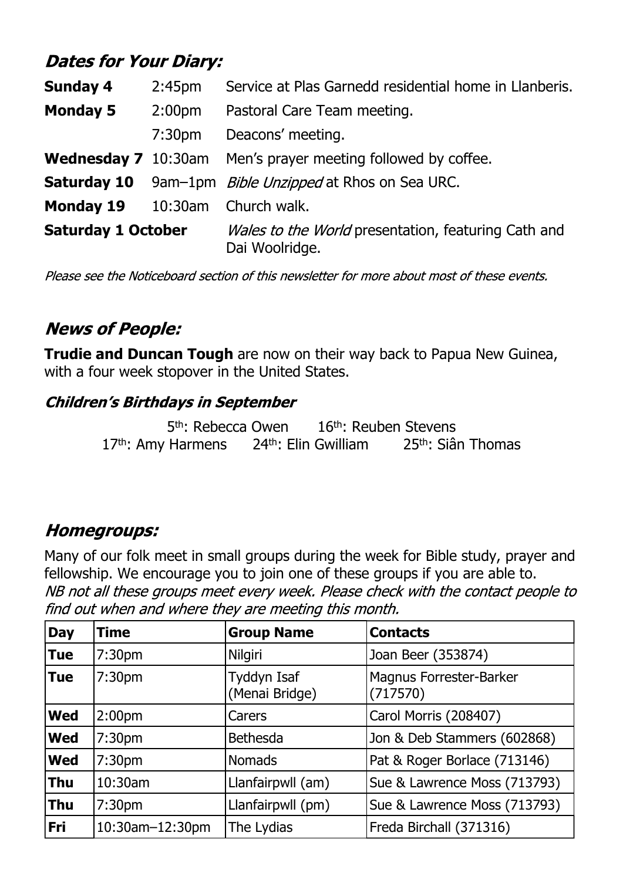## *Dates for Your Diary:*

| | | |
|---|---|---|
| **Sunday 4** | 2:45pm | Service at Plas Garnedd residential home in Llanberis. |
| **Monday 5** | 2:00pm | Pastoral Care Team meeting. |
| | 7:30pm | Deacons' meeting. |
| **Wednesday 7** | 10:30am | Men's prayer meeting followed by coffee. |
| **Saturday 10** | 9am–1pm | *Bible Unzipped* at Rhos on Sea URC. |
| **Monday 19** | 10:30am | Church walk. |
| **Saturday 1 October** | | *Wales to the World* presentation, featuring Cath and Dai Woolridge. |

*Please see the Noticeboard section of this newsletter for more about most of these events.*

## *News of People:*

**Trudie and Duncan Tough** are now on their way back to Papua New Guinea, with a four week stopover in the United States.

### *Children's Birthdays in September*

5th: Rebecca Owen 16th: Reuben Stevens
17th: Amy Harmens 24th: Elin Gwilliam 25th: Siân Thomas

## *Homegroups:*

Many of our folk meet in small groups during the week for Bible study, prayer and fellowship. We encourage you to join one of these groups if you are able to.
*NB not all these groups meet every week. Please check with the contact people to find out when and where they are meeting this month.*

| Day | Time | Group Name | Contacts |
|---|---|---|---|
| **Tue** | 7:30pm | Nilgiri | Joan Beer (353874) |
| **Tue** | 7:30pm | Tyddyn Isaf (Menai Bridge) | Magnus Forrester-Barker (717570) |
| **Wed** | 2:00pm | Carers | Carol Morris (208407) |
| **Wed** | 7:30pm | Bethesda | Jon & Deb Stammers (602868) |
| **Wed** | 7:30pm | Nomads | Pat & Roger Borlace (713146) |
| **Thu** | 10:30am | Llanfairpwll (am) | Sue & Lawrence Moss (713793) |
| **Thu** | 7:30pm | Llanfairpwll (pm) | Sue & Lawrence Moss (713793) |
| **Fri** | 10:30am–12:30pm | The Lydias | Freda Birchall (371316) |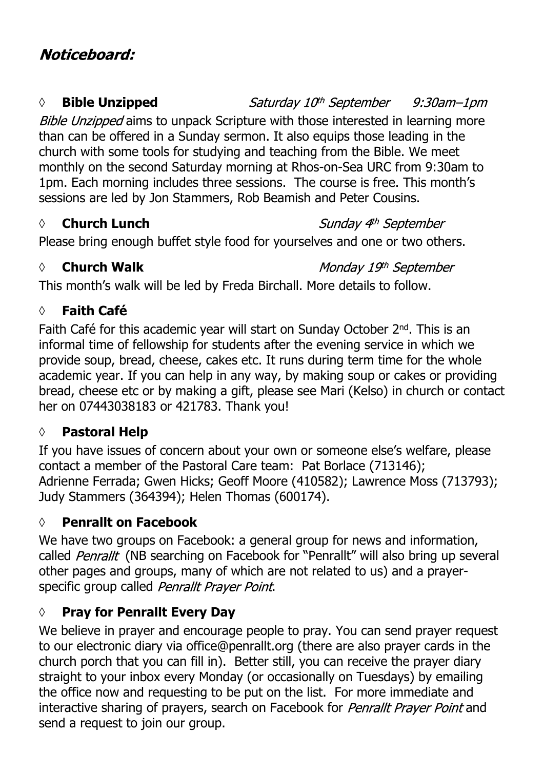# *Noticeboard:*

◊ **Bible Unzipped** *Saturday 10th September 9:30am–1pm*

*Bible Unzipped* aims to unpack Scripture with those interested in learning more than can be offered in a Sunday sermon. It also equips those leading in the church with some tools for studying and teaching from the Bible. We meet monthly on the second Saturday morning at Rhos-on-Sea URC from 9:30am to 1pm. Each morning includes three sessions. The course is free. This month's sessions are led by Jon Stammers, Rob Beamish and Peter Cousins.

◊ **Church Lunch** *Sunday 4th September*

Please bring enough buffet style food for yourselves and one or two others.

◊ **Church Walk** *Monday 19th September*

This month's walk will be led by Freda Birchall. More details to follow.

◊ **Faith Café**

Faith Café for this academic year will start on Sunday October 2nd. This is an informal time of fellowship for students after the evening service in which we provide soup, bread, cheese, cakes etc. It runs during term time for the whole academic year. If you can help in any way, by making soup or cakes or providing bread, cheese etc or by making a gift, please see Mari (Kelso) in church or contact her on 07443038183 or 421783. Thank you!

◊ **Pastoral Help**

If you have issues of concern about your own or someone else's welfare, please contact a member of the Pastoral Care team: Pat Borlace (713146); Adrienne Ferrada; Gwen Hicks; Geoff Moore (410582); Lawrence Moss (713793); Judy Stammers (364394); Helen Thomas (600174).

◊ **Penrallt on Facebook**

We have two groups on Facebook: a general group for news and information, called *Penrallt* (NB searching on Facebook for "Penrallt" will also bring up several other pages and groups, many of which are not related to us) and a prayer-specific group called *Penrallt Prayer Point*.

◊ **Pray for Penrallt Every Day**

We believe in prayer and encourage people to pray. You can send prayer request to our electronic diary via office@penrallt.org (there are also prayer cards in the church porch that you can fill in). Better still, you can receive the prayer diary straight to your inbox every Monday (or occasionally on Tuesdays) by emailing the office now and requesting to be put on the list. For more immediate and interactive sharing of prayers, search on Facebook for *Penrallt Prayer Point* and send a request to join our group.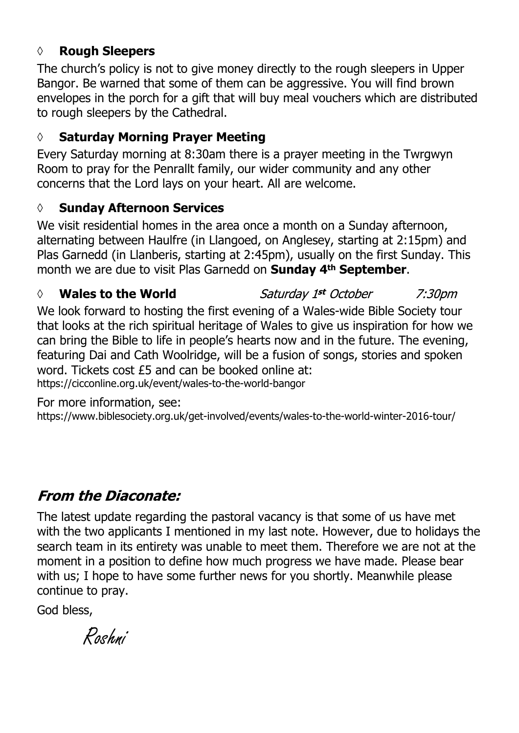### ◊ **Rough Sleepers**

The church's policy is not to give money directly to the rough sleepers in Upper Bangor. Be warned that some of them can be aggressive. You will find brown envelopes in the porch for a gift that will buy meal vouchers which are distributed to rough sleepers by the Cathedral.

### ◊ **Saturday Morning Prayer Meeting**

Every Saturday morning at 8:30am there is a prayer meeting in the Twrgwyn Room to pray for the Penrallt family, our wider community and any other concerns that the Lord lays on your heart. All are welcome.

### ◊ **Sunday Afternoon Services**

We visit residential homes in the area once a month on a Sunday afternoon, alternating between Haulfre (in Llangoed, on Anglesey, starting at 2:15pm) and Plas Garnedd (in Llanberis, starting at 2:45pm), usually on the first Sunday. This month we are due to visit Plas Garnedd on **Sunday 4th September**.

### ◊ **Wales to the World** *Saturday 1st October* *7:30pm*

We look forward to hosting the first evening of a Wales-wide Bible Society tour that looks at the rich spiritual heritage of Wales to give us inspiration for how we can bring the Bible to life in people's hearts now and in the future. The evening, featuring Dai and Cath Woolridge, will be a fusion of songs, stories and spoken word. Tickets cost £5 and can be booked online at:
https://cicconline.org.uk/event/wales-to-the-world-bangor

For more information, see:
https://www.biblesociety.org.uk/get-involved/events/wales-to-the-world-winter-2016-tour/

## *From the Diaconate:*

The latest update regarding the pastoral vacancy is that some of us have met with the two applicants I mentioned in my last note. However, due to holidays the search team in its entirety was unable to meet them. Therefore we are not at the moment in a position to define how much progress we have made. Please bear with us; I hope to have some further news for you shortly. Meanwhile please continue to pray.

God bless,

*Roshni*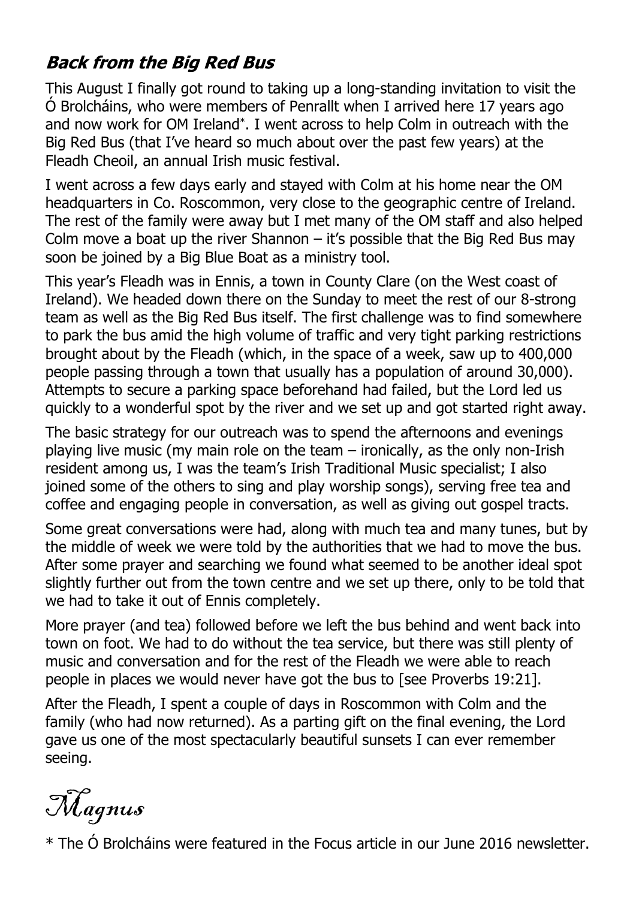## ***Back from the Big Red Bus***

This August I finally got round to taking up a long-standing invitation to visit the Ó Brolcháins, who were members of Penrallt when I arrived here 17 years ago and now work for OM Ireland*. I went across to help Colm in outreach with the Big Red Bus (that I've heard so much about over the past few years) at the Fleadh Cheoil, an annual Irish music festival.

I went across a few days early and stayed with Colm at his home near the OM headquarters in Co. Roscommon, very close to the geographic centre of Ireland. The rest of the family were away but I met many of the OM staff and also helped Colm move a boat up the river Shannon – it's possible that the Big Red Bus may soon be joined by a Big Blue Boat as a ministry tool.

This year's Fleadh was in Ennis, a town in County Clare (on the West coast of Ireland). We headed down there on the Sunday to meet the rest of our 8-strong team as well as the Big Red Bus itself. The first challenge was to find somewhere to park the bus amid the high volume of traffic and very tight parking restrictions brought about by the Fleadh (which, in the space of a week, saw up to 400,000 people passing through a town that usually has a population of around 30,000). Attempts to secure a parking space beforehand had failed, but the Lord led us quickly to a wonderful spot by the river and we set up and got started right away.

The basic strategy for our outreach was to spend the afternoons and evenings playing live music (my main role on the team – ironically, as the only non-Irish resident among us, I was the team's Irish Traditional Music specialist; I also joined some of the others to sing and play worship songs), serving free tea and coffee and engaging people in conversation, as well as giving out gospel tracts.

Some great conversations were had, along with much tea and many tunes, but by the middle of week we were told by the authorities that we had to move the bus. After some prayer and searching we found what seemed to be another ideal spot slightly further out from the town centre and we set up there, only to be told that we had to take it out of Ennis completely.

More prayer (and tea) followed before we left the bus behind and went back into town on foot. We had to do without the tea service, but there was still plenty of music and conversation and for the rest of the Fleadh we were able to reach people in places we would never have got the bus to [see Proverbs 19:21].

After the Fleadh, I spent a couple of days in Roscommon with Colm and the family (who had now returned). As a parting gift on the final evening, the Lord gave us one of the most spectacularly beautiful sunsets I can ever remember seeing.

*Magnus*

\* The Ó Brolcháins were featured in the Focus article in our June 2016 newsletter.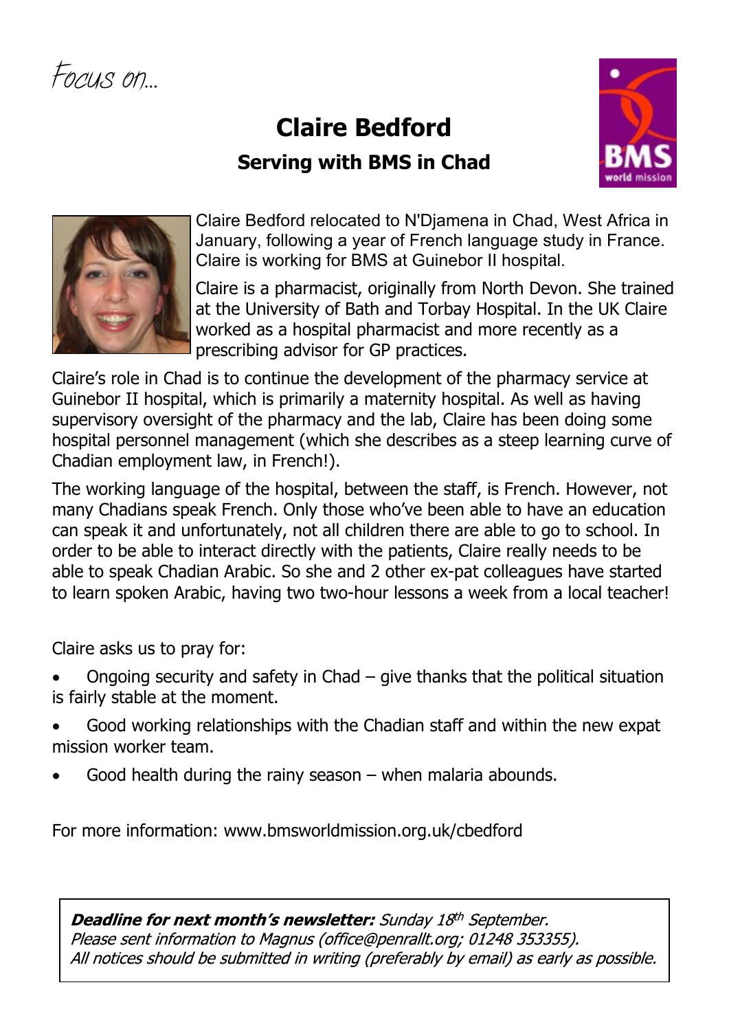*Focus on…*

# Claire Bedford

## Serving with BMS in Chad

BMS world mission

Claire Bedford relocated to N'Djamena in Chad, West Africa in January, following a year of French language study in France. Claire is working for BMS at Guinebor II hospital.

Claire is a pharmacist, originally from North Devon. She trained at the University of Bath and Torbay Hospital. In the UK Claire worked as a hospital pharmacist and more recently as a prescribing advisor for GP practices.

Claire's role in Chad is to continue the development of the pharmacy service at Guinebor II hospital, which is primarily a maternity hospital. As well as having supervisory oversight of the pharmacy and the lab, Claire has been doing some hospital personnel management (which she describes as a steep learning curve of Chadian employment law, in French!).

The working language of the hospital, between the staff, is French. However, not many Chadians speak French. Only those who've been able to have an education can speak it and unfortunately, not all children there are able to go to school. In order to be able to interact directly with the patients, Claire really needs to be able to speak Chadian Arabic. So she and 2 other ex-pat colleagues have started to learn spoken Arabic, having two two-hour lessons a week from a local teacher!

Claire asks us to pray for:

- Ongoing security and safety in Chad – give thanks that the political situation is fairly stable at the moment.
- Good working relationships with the Chadian staff and within the new expat mission worker team.
- Good health during the rainy season – when malaria abounds.

For more information: www.bmsworldmission.org.uk/cbedford

***Deadline for next month's newsletter:*** *Sunday 18th September.*
*Please sent information to Magnus (office@penrallt.org; 01248 353355).*
*All notices should be submitted in writing (preferably by email) as early as possible.*